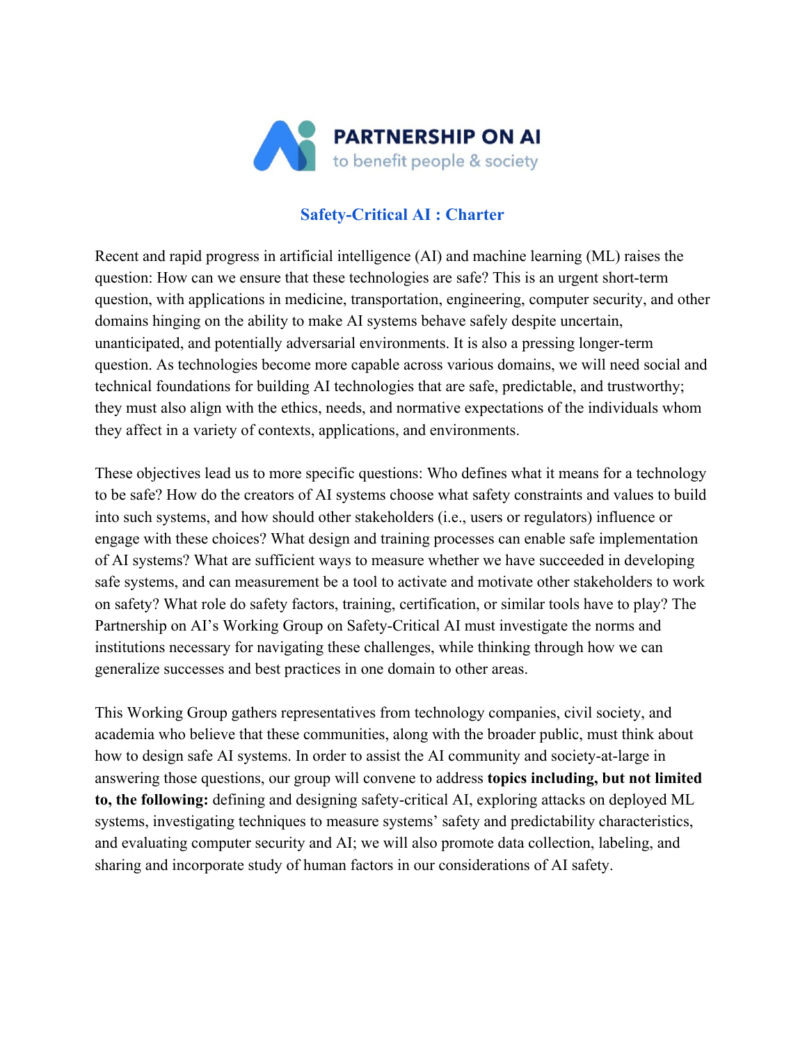PARTNERSHIP ON AI
to benefit people & society

# Safety-Critical AI : Charter

Recent and rapid progress in artificial intelligence (AI) and machine learning (ML) raises the question: How can we ensure that these technologies are safe? This is an urgent short-term question, with applications in medicine, transportation, engineering, computer security, and other domains hinging on the ability to make AI systems behave safely despite uncertain, unanticipated, and potentially adversarial environments. It is also a pressing longer-term question. As technologies become more capable across various domains, we will need social and technical foundations for building AI technologies that are safe, predictable, and trustworthy; they must also align with the ethics, needs, and normative expectations of the individuals whom they affect in a variety of contexts, applications, and environments.

These objectives lead us to more specific questions: Who defines what it means for a technology to be safe? How do the creators of AI systems choose what safety constraints and values to build into such systems, and how should other stakeholders (i.e., users or regulators) influence or engage with these choices? What design and training processes can enable safe implementation of AI systems? What are sufficient ways to measure whether we have succeeded in developing safe systems, and can measurement be a tool to activate and motivate other stakeholders to work on safety? What role do safety factors, training, certification, or similar tools have to play? The Partnership on AI's Working Group on Safety-Critical AI must investigate the norms and institutions necessary for navigating these challenges, while thinking through how we can generalize successes and best practices in one domain to other areas.

This Working Group gathers representatives from technology companies, civil society, and academia who believe that these communities, along with the broader public, must think about how to design safe AI systems. In order to assist the AI community and society-at-large in answering those questions, our group will convene to address **topics including, but not limited to, the following:** defining and designing safety-critical AI, exploring attacks on deployed ML systems, investigating techniques to measure systems' safety and predictability characteristics, and evaluating computer security and AI; we will also promote data collection, labeling, and sharing and incorporate study of human factors in our considerations of AI safety.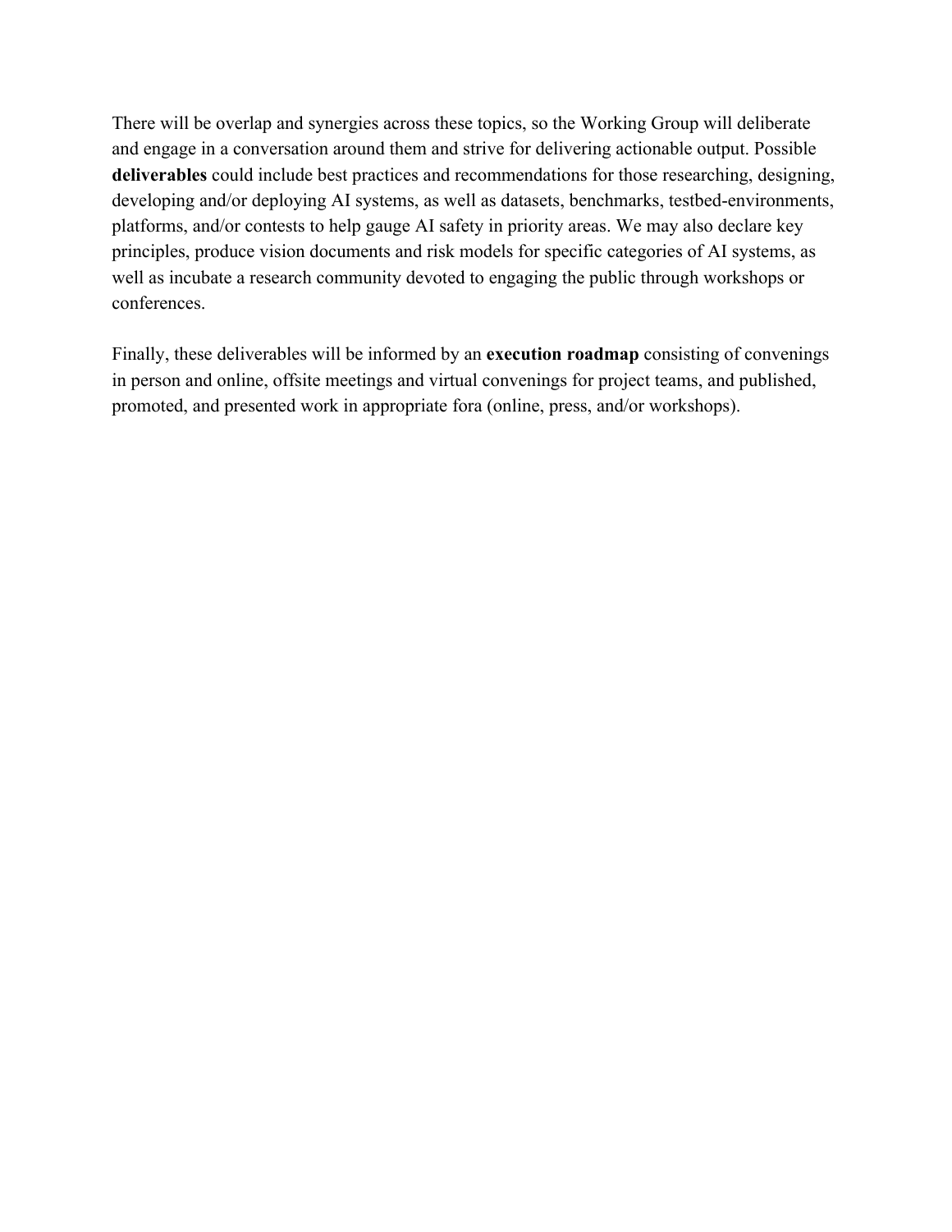There will be overlap and synergies across these topics, so the Working Group will deliberate and engage in a conversation around them and strive for delivering actionable output. Possible **deliverables** could include best practices and recommendations for those researching, designing, developing and/or deploying AI systems, as well as datasets, benchmarks, testbed-environments, platforms, and/or contests to help gauge AI safety in priority areas. We may also declare key principles, produce vision documents and risk models for specific categories of AI systems, as well as incubate a research community devoted to engaging the public through workshops or conferences.

Finally, these deliverables will be informed by an **execution roadmap** consisting of convenings in person and online, offsite meetings and virtual convenings for project teams, and published, promoted, and presented work in appropriate fora (online, press, and/or workshops).